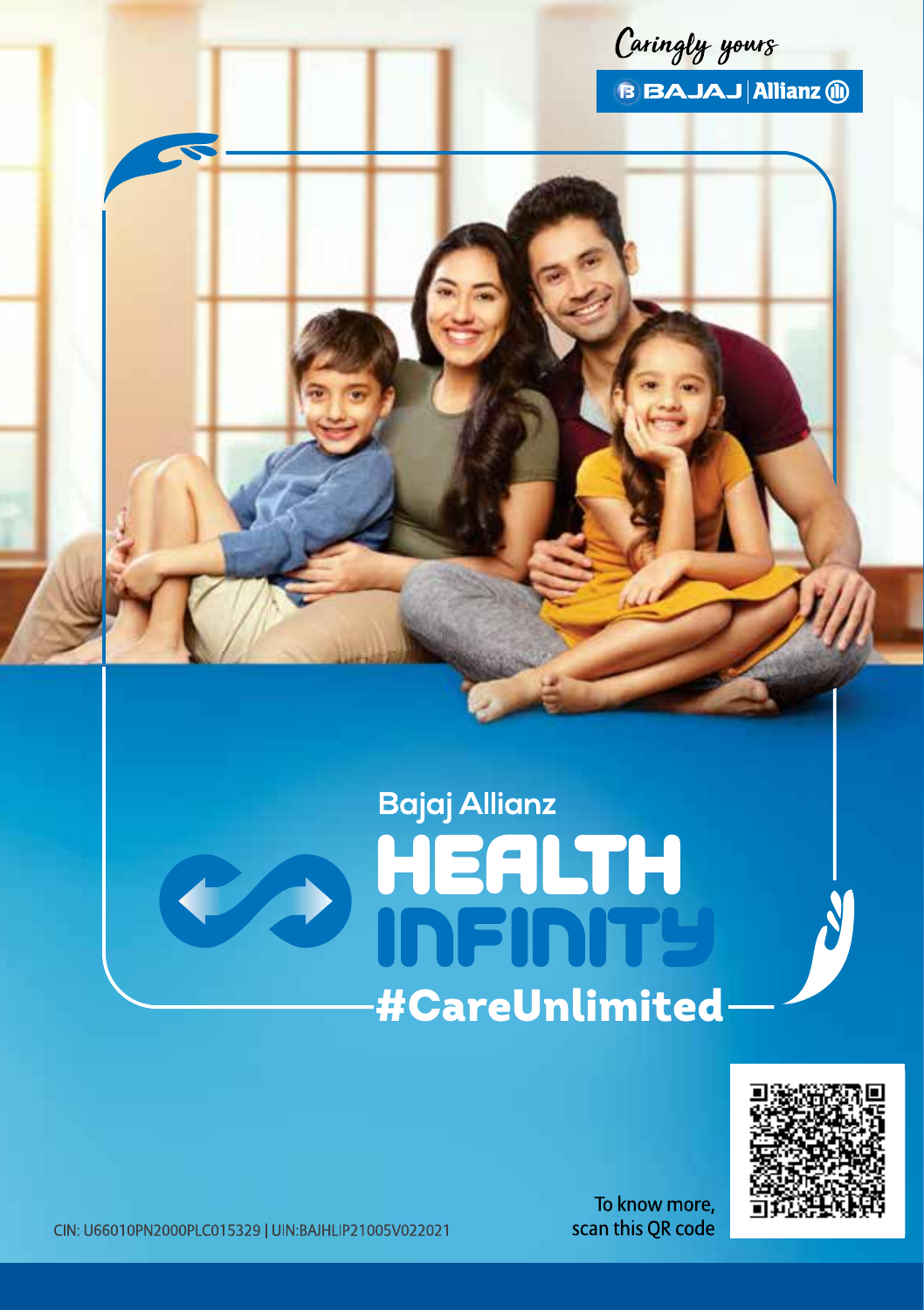Caringly yours

BAJAJ | Allianz

Bajaj Allianz

# HEALTH INFINITY

#CareUnlimited

To know more, scan this QR code

CIN: U66010PN2000PLC015329 | UIN:BAJHLIP21005V022021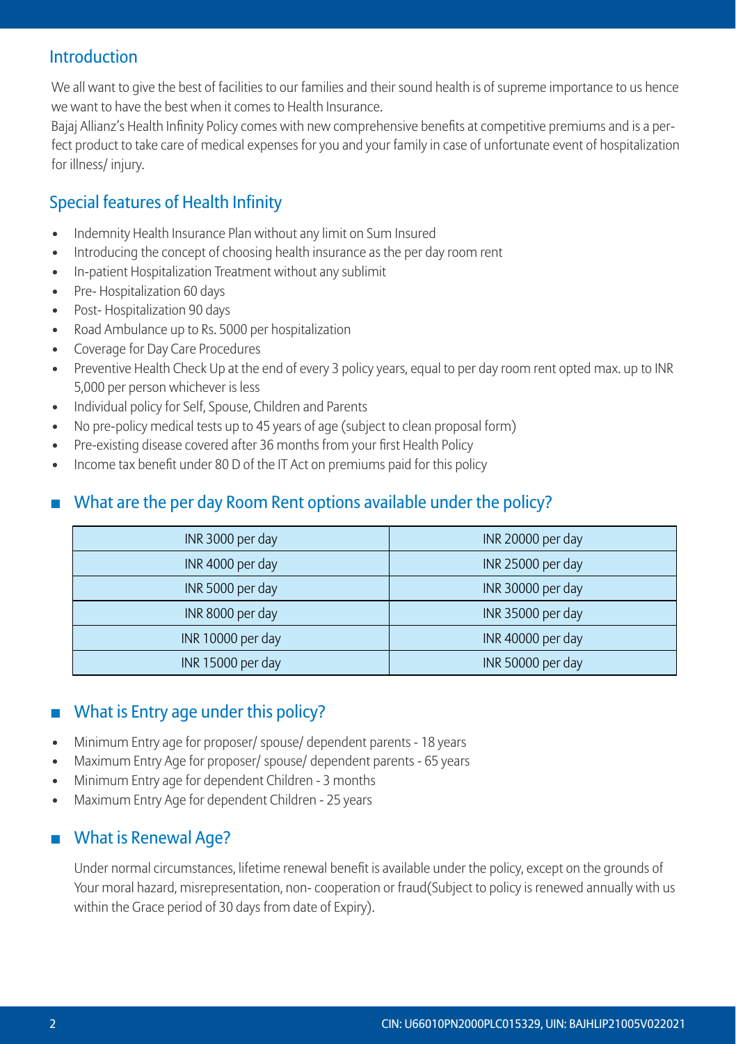## Introduction

We all want to give the best of facilities to our families and their sound health is of supreme importance to us hence we want to have the best when it comes to Health Insurance.
Bajaj Allianz's Health Infinity Policy comes with new comprehensive benefits at competitive premiums and is a perfect product to take care of medical expenses for you and your family in case of unfortunate event of hospitalization for illness/ injury.

## Special features of Health Infinity

- Indemnity Health Insurance Plan without any limit on Sum Insured
- Introducing the concept of choosing health insurance as the per day room rent
- In-patient Hospitalization Treatment without any sublimit
- Pre- Hospitalization 60 days
- Post- Hospitalization 90 days
- Road Ambulance up to Rs. 5000 per hospitalization
- Coverage for Day Care Procedures
- Preventive Health Check Up at the end of every 3 policy years, equal to per day room rent opted max. up to INR 5,000 per person whichever is less
- Individual policy for Self, Spouse, Children and Parents
- No pre-policy medical tests up to 45 years of age (subject to clean proposal form)
- Pre-existing disease covered after 36 months from your first Health Policy
- Income tax benefit under 80 D of the IT Act on premiums paid for this policy

## What are the per day Room Rent options available under the policy?

| | |
|---|---|
| INR 3000 per day | INR 20000 per day |
| INR 4000 per day | INR 25000 per day |
| INR 5000 per day | INR 30000 per day |
| INR 8000 per day | INR 35000 per day |
| INR 10000 per day | INR 40000 per day |
| INR 15000 per day | INR 50000 per day |

## What is Entry age under this policy?

- Minimum Entry age for proposer/ spouse/ dependent parents - 18 years
- Maximum Entry Age for proposer/ spouse/ dependent parents - 65 years
- Minimum Entry age for dependent Children - 3 months
- Maximum Entry Age for dependent Children - 25 years

## What is Renewal Age?

Under normal circumstances, lifetime renewal benefit is available under the policy, except on the grounds of Your moral hazard, misrepresentation, non- cooperation or fraud(Subject to policy is renewed annually with us within the Grace period of 30 days from date of Expiry).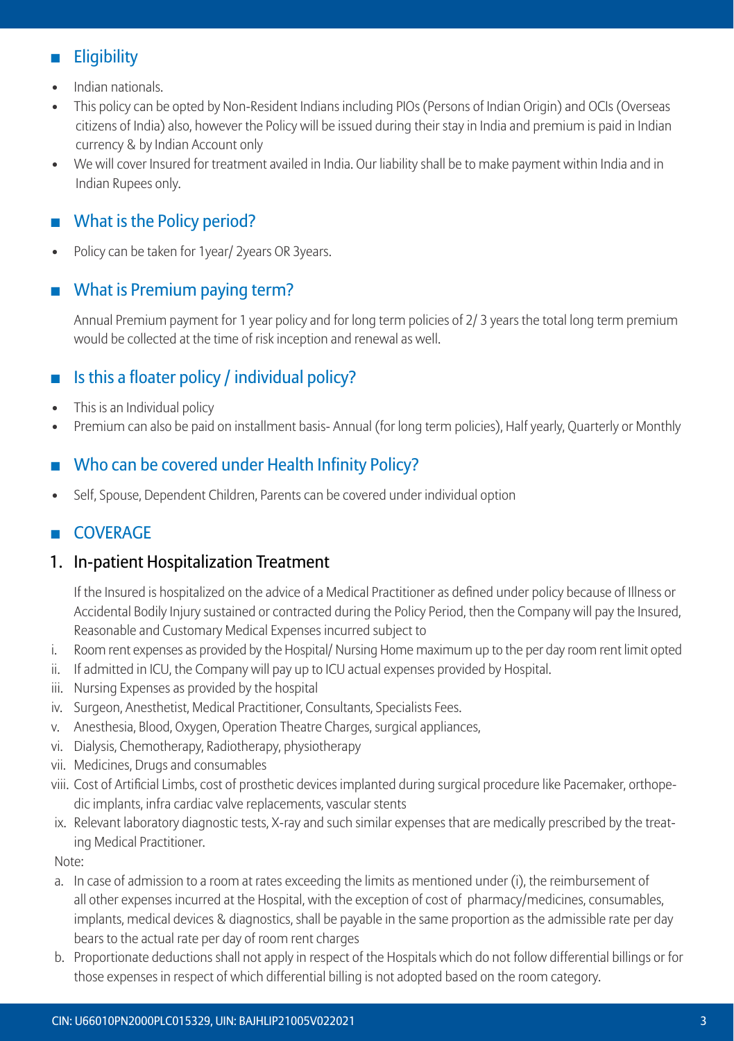## Eligibility

- Indian nationals.
- This policy can be opted by Non-Resident Indians including PIOs (Persons of Indian Origin) and OCIs (Overseas citizens of India) also, however the Policy will be issued during their stay in India and premium is paid in Indian currency & by Indian Account only
- We will cover Insured for treatment availed in India. Our liability shall be to make payment within India and in Indian Rupees only.

## What is the Policy period?

- Policy can be taken for 1year/ 2years OR 3years.

## What is Premium paying term?

Annual Premium payment for 1 year policy and for long term policies of 2/ 3 years the total long term premium would be collected at the time of risk inception and renewal as well.

## Is this a floater policy / individual policy?

- This is an Individual policy
- Premium can also be paid on installment basis- Annual (for long term policies), Half yearly, Quarterly or Monthly

## Who can be covered under Health Infinity Policy?

- Self, Spouse, Dependent Children, Parents can be covered under individual option

## COVERAGE

### 1. In-patient Hospitalization Treatment

If the Insured is hospitalized on the advice of a Medical Practitioner as defined under policy because of Illness or Accidental Bodily Injury sustained or contracted during the Policy Period, then the Company will pay the Insured, Reasonable and Customary Medical Expenses incurred subject to

i. Room rent expenses as provided by the Hospital/ Nursing Home maximum up to the per day room rent limit opted
ii. If admitted in ICU, the Company will pay up to ICU actual expenses provided by Hospital.
iii. Nursing Expenses as provided by the hospital
iv. Surgeon, Anesthetist, Medical Practitioner, Consultants, Specialists Fees.
v. Anesthesia, Blood, Oxygen, Operation Theatre Charges, surgical appliances,
vi. Dialysis, Chemotherapy, Radiotherapy, physiotherapy
vii. Medicines, Drugs and consumables
viii. Cost of Artificial Limbs, cost of prosthetic devices implanted during surgical procedure like Pacemaker, orthopedic implants, infra cardiac valve replacements, vascular stents
ix. Relevant laboratory diagnostic tests, X-ray and such similar expenses that are medically prescribed by the treating Medical Practitioner.

Note:

a. In case of admission to a room at rates exceeding the limits as mentioned under (i), the reimbursement of all other expenses incurred at the Hospital, with the exception of cost of pharmacy/medicines, consumables, implants, medical devices & diagnostics, shall be payable in the same proportion as the admissible rate per day bears to the actual rate per day of room rent charges
b. Proportionate deductions shall not apply in respect of the Hospitals which do not follow differential billings or for those expenses in respect of which differential billing is not adopted based on the room category.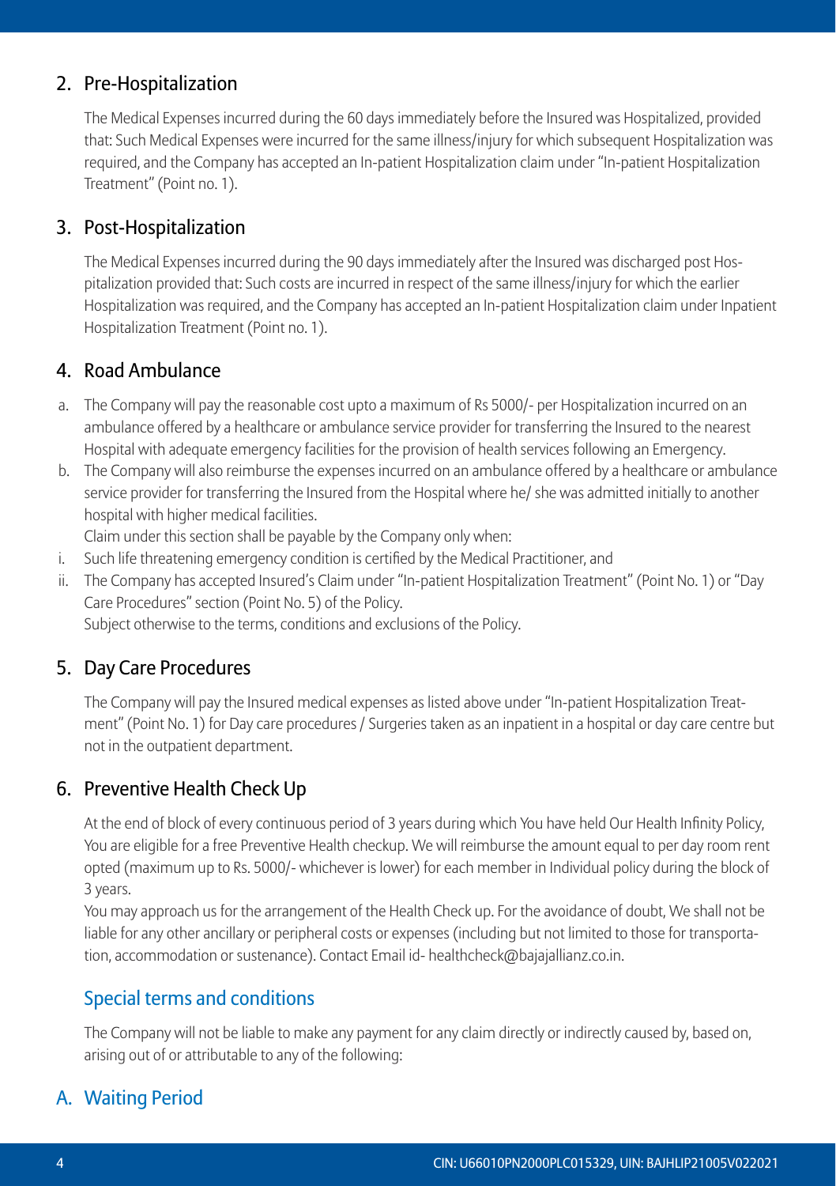## 2. Pre-Hospitalization

The Medical Expenses incurred during the 60 days immediately before the Insured was Hospitalized, provided that: Such Medical Expenses were incurred for the same illness/injury for which subsequent Hospitalization was required, and the Company has accepted an In-patient Hospitalization claim under "In-patient Hospitalization Treatment" (Point no. 1).

## 3. Post-Hospitalization

The Medical Expenses incurred during the 90 days immediately after the Insured was discharged post Hospitalization provided that: Such costs are incurred in respect of the same illness/injury for which the earlier Hospitalization was required, and the Company has accepted an In-patient Hospitalization claim under Inpatient Hospitalization Treatment (Point no. 1).

## 4. Road Ambulance

a. The Company will pay the reasonable cost upto a maximum of Rs 5000/- per Hospitalization incurred on an ambulance offered by a healthcare or ambulance service provider for transferring the Insured to the nearest Hospital with adequate emergency facilities for the provision of health services following an Emergency.

b. The Company will also reimburse the expenses incurred on an ambulance offered by a healthcare or ambulance service provider for transferring the Insured from the Hospital where he/ she was admitted initially to another hospital with higher medical facilities.

Claim under this section shall be payable by the Company only when:

i. Such life threatening emergency condition is certified by the Medical Practitioner, and

ii. The Company has accepted Insured's Claim under "In-patient Hospitalization Treatment" (Point No. 1) or "Day Care Procedures" section (Point No. 5) of the Policy.

Subject otherwise to the terms, conditions and exclusions of the Policy.

## 5. Day Care Procedures

The Company will pay the Insured medical expenses as listed above under "In-patient Hospitalization Treatment" (Point No. 1) for Day care procedures / Surgeries taken as an inpatient in a hospital or day care centre but not in the outpatient department.

## 6. Preventive Health Check Up

At the end of block of every continuous period of 3 years during which You have held Our Health Infinity Policy, You are eligible for a free Preventive Health checkup. We will reimburse the amount equal to per day room rent opted (maximum up to Rs. 5000/- whichever is lower) for each member in Individual policy during the block of 3 years.

You may approach us for the arrangement of the Health Check up. For the avoidance of doubt, We shall not be liable for any other ancillary or peripheral costs or expenses (including but not limited to those for transportation, accommodation or sustenance). Contact Email id- healthcheck@bajajallianz.co.in.

## Special terms and conditions

The Company will not be liable to make any payment for any claim directly or indirectly caused by, based on, arising out of or attributable to any of the following:

## A. Waiting Period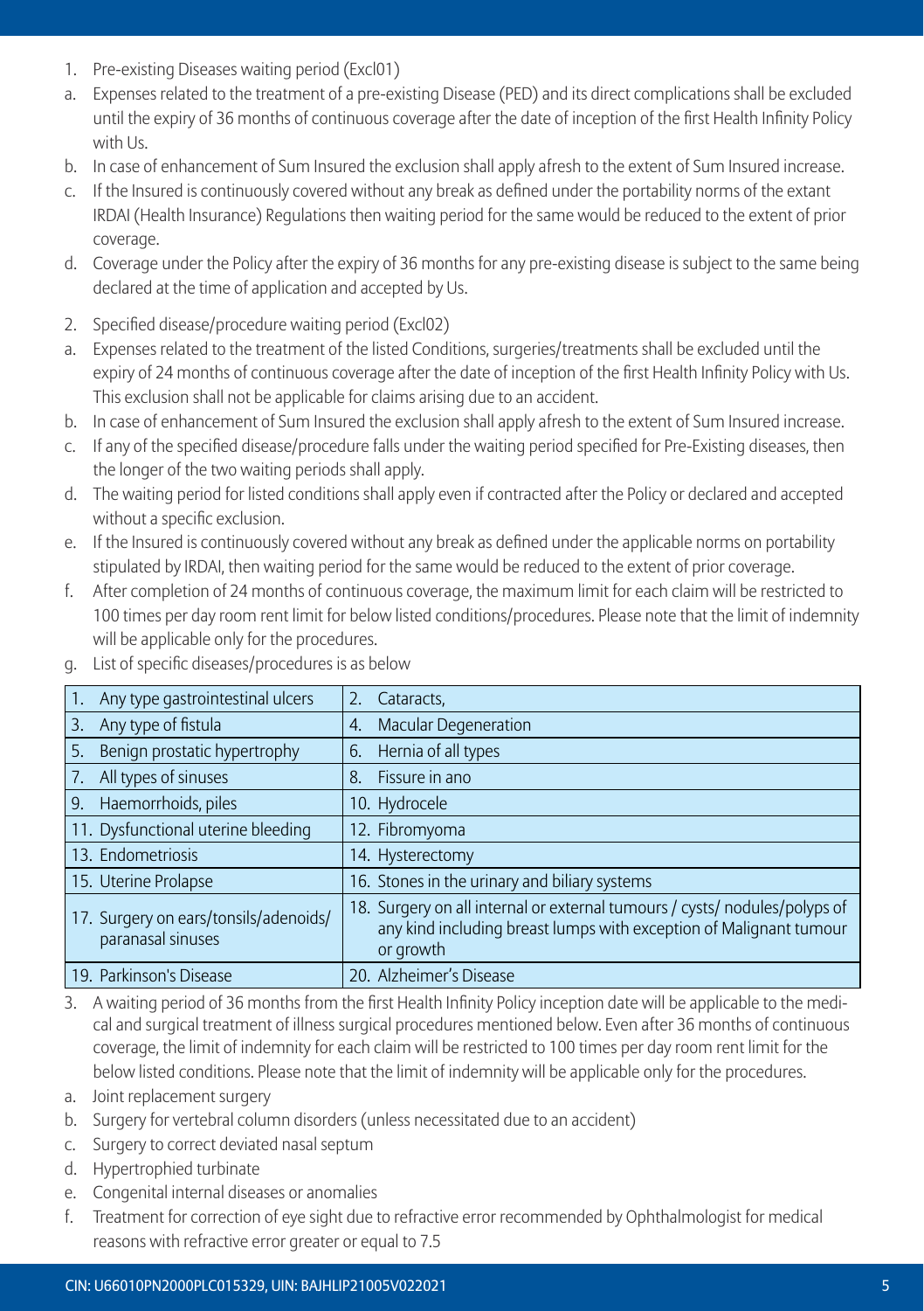1. Pre-existing Diseases waiting period (Excl01)

a. Expenses related to the treatment of a pre-existing Disease (PED) and its direct complications shall be excluded until the expiry of 36 months of continuous coverage after the date of inception of the first Health Infinity Policy with Us.

b. In case of enhancement of Sum Insured the exclusion shall apply afresh to the extent of Sum Insured increase.

c. If the Insured is continuously covered without any break as defined under the portability norms of the extant IRDAI (Health Insurance) Regulations then waiting period for the same would be reduced to the extent of prior coverage.

d. Coverage under the Policy after the expiry of 36 months for any pre-existing disease is subject to the same being declared at the time of application and accepted by Us.

2. Specified disease/procedure waiting period (Excl02)

a. Expenses related to the treatment of the listed Conditions, surgeries/treatments shall be excluded until the expiry of 24 months of continuous coverage after the date of inception of the first Health Infinity Policy with Us. This exclusion shall not be applicable for claims arising due to an accident.

b. In case of enhancement of Sum Insured the exclusion shall apply afresh to the extent of Sum Insured increase.

c. If any of the specified disease/procedure falls under the waiting period specified for Pre-Existing diseases, then the longer of the two waiting periods shall apply.

d. The waiting period for listed conditions shall apply even if contracted after the Policy or declared and accepted without a specific exclusion.

e. If the Insured is continuously covered without any break as defined under the applicable norms on portability stipulated by IRDAI, then waiting period for the same would be reduced to the extent of prior coverage.

f. After completion of 24 months of continuous coverage, the maximum limit for each claim will be restricted to 100 times per day room rent limit for below listed conditions/procedures. Please note that the limit of indemnity will be applicable only for the procedures.

g. List of specific diseases/procedures is as below

| | |
|---|---|
| 1. Any type gastrointestinal ulcers | 2. Cataracts, |
| 3. Any type of fistula | 4. Macular Degeneration |
| 5. Benign prostatic hypertrophy | 6. Hernia of all types |
| 7. All types of sinuses | 8. Fissure in ano |
| 9. Haemorrhoids, piles | 10. Hydrocele |
| 11. Dysfunctional uterine bleeding | 12. Fibromyoma |
| 13. Endometriosis | 14. Hysterectomy |
| 15. Uterine Prolapse | 16. Stones in the urinary and biliary systems |
| 17. Surgery on ears/tonsils/adenoids/ paranasal sinuses | 18. Surgery on all internal or external tumours / cysts/ nodules/polyps of any kind including breast lumps with exception of Malignant tumour or growth |
| 19. Parkinson's Disease | 20. Alzheimer's Disease |

3. A waiting period of 36 months from the first Health Infinity Policy inception date will be applicable to the medical and surgical treatment of illness surgical procedures mentioned below. Even after 36 months of continuous coverage, the limit of indemnity for each claim will be restricted to 100 times per day room rent limit for the below listed conditions. Please note that the limit of indemnity will be applicable only for the procedures.

a. Joint replacement surgery

b. Surgery for vertebral column disorders (unless necessitated due to an accident)

c. Surgery to correct deviated nasal septum

d. Hypertrophied turbinate

e. Congenital internal diseases or anomalies

f. Treatment for correction of eye sight due to refractive error recommended by Ophthalmologist for medical reasons with refractive error greater or equal to 7.5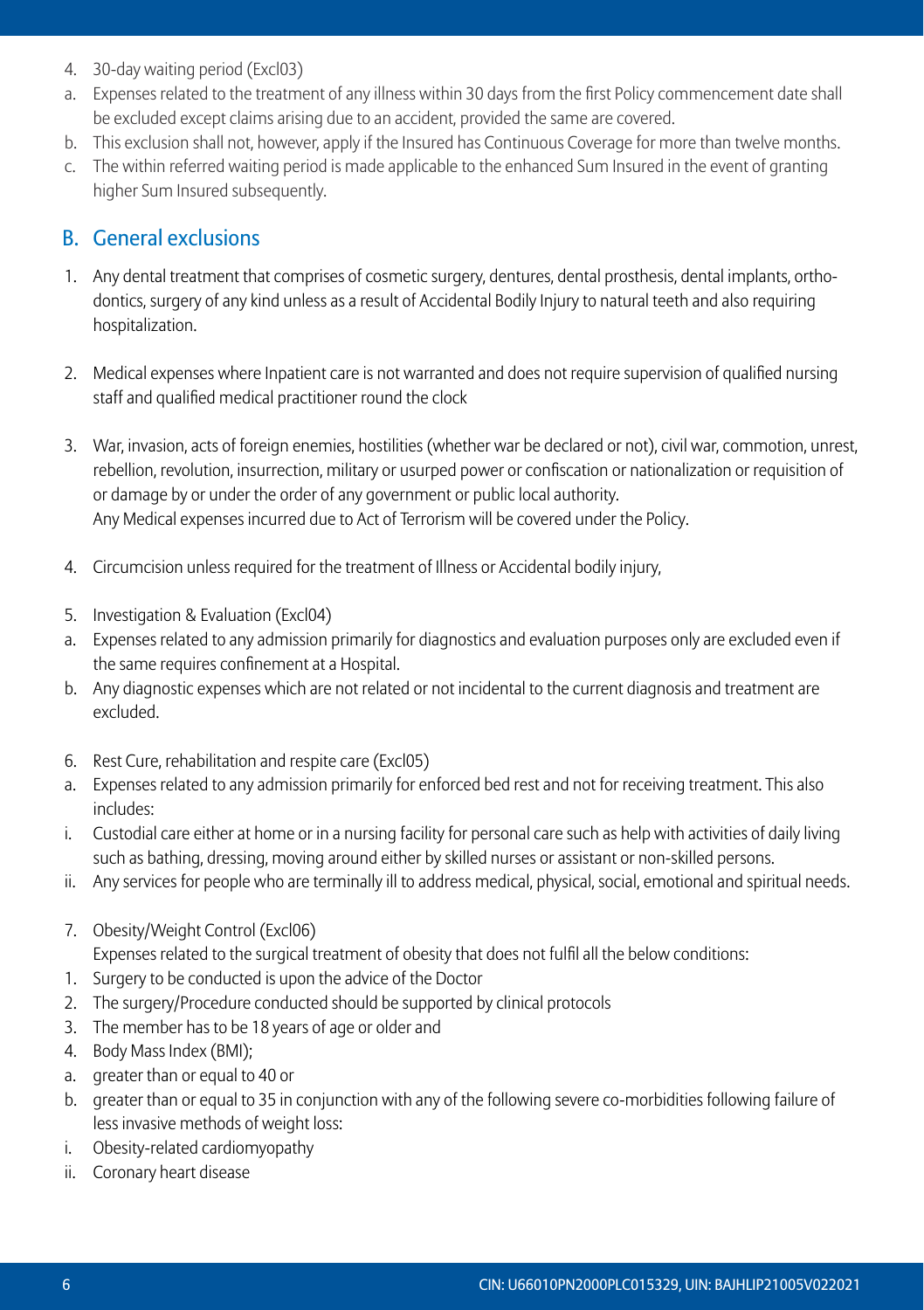4. 30-day waiting period (Excl03)

a. Expenses related to the treatment of any illness within 30 days from the first Policy commencement date shall be excluded except claims arising due to an accident, provided the same are covered.

b. This exclusion shall not, however, apply if the Insured has Continuous Coverage for more than twelve months.

c. The within referred waiting period is made applicable to the enhanced Sum Insured in the event of granting higher Sum Insured subsequently.

## B. General exclusions

1. Any dental treatment that comprises of cosmetic surgery, dentures, dental prosthesis, dental implants, orthodontics, surgery of any kind unless as a result of Accidental Bodily Injury to natural teeth and also requiring hospitalization.

2. Medical expenses where Inpatient care is not warranted and does not require supervision of qualified nursing staff and qualified medical practitioner round the clock

3. War, invasion, acts of foreign enemies, hostilities (whether war be declared or not), civil war, commotion, unrest, rebellion, revolution, insurrection, military or usurped power or confiscation or nationalization or requisition of or damage by or under the order of any government or public local authority.
   Any Medical expenses incurred due to Act of Terrorism will be covered under the Policy.

4. Circumcision unless required for the treatment of Illness or Accidental bodily injury,

5. Investigation & Evaluation (Excl04)

a. Expenses related to any admission primarily for diagnostics and evaluation purposes only are excluded even if the same requires confinement at a Hospital.

b. Any diagnostic expenses which are not related or not incidental to the current diagnosis and treatment are excluded.

6. Rest Cure, rehabilitation and respite care (Excl05)

a. Expenses related to any admission primarily for enforced bed rest and not for receiving treatment. This also includes:

i. Custodial care either at home or in a nursing facility for personal care such as help with activities of daily living such as bathing, dressing, moving around either by skilled nurses or assistant or non-skilled persons.

ii. Any services for people who are terminally ill to address medical, physical, social, emotional and spiritual needs.

7. Obesity/Weight Control (Excl06)
   Expenses related to the surgical treatment of obesity that does not fulfil all the below conditions:

1. Surgery to be conducted is upon the advice of the Doctor
2. The surgery/Procedure conducted should be supported by clinical protocols
3. The member has to be 18 years of age or older and
4. Body Mass Index (BMI);

a. greater than or equal to 40 or

b. greater than or equal to 35 in conjunction with any of the following severe co-morbidities following failure of less invasive methods of weight loss:

i. Obesity-related cardiomyopathy

ii. Coronary heart disease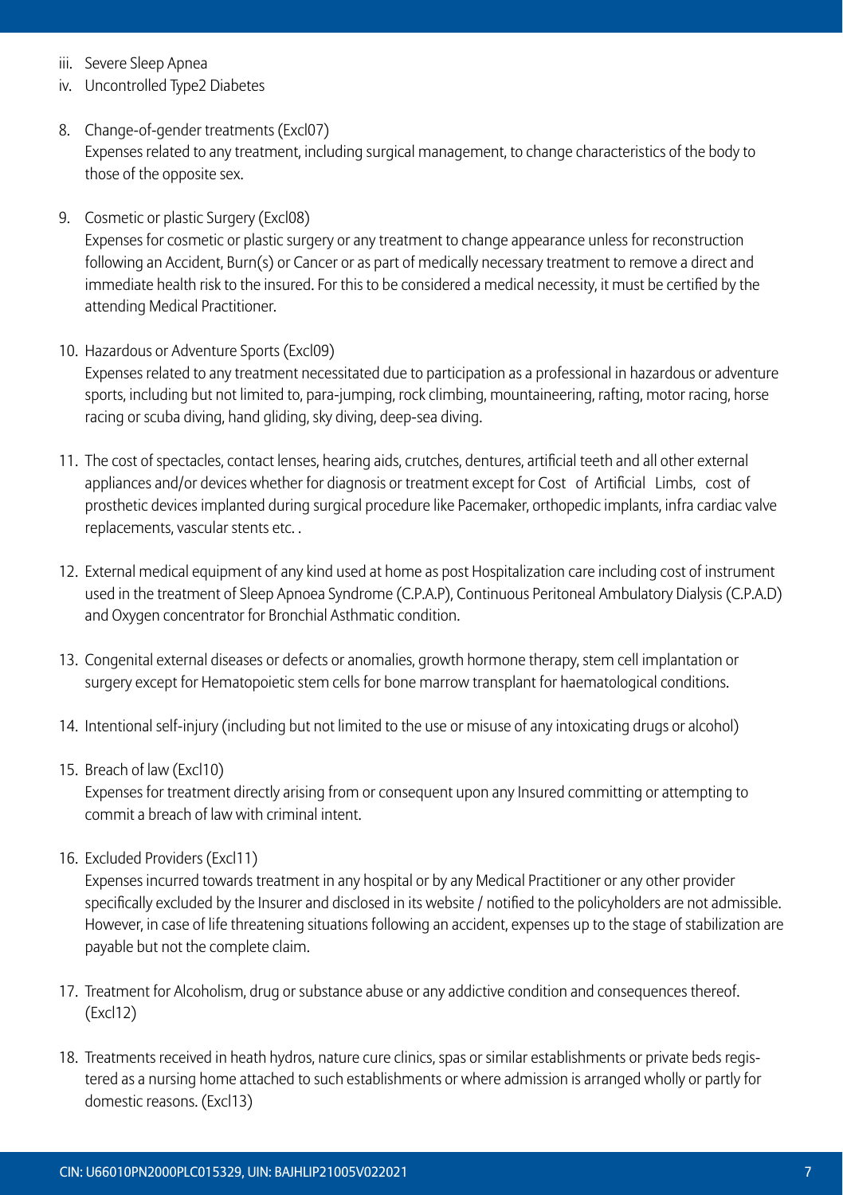iii. Severe Sleep Apnea
iv. Uncontrolled Type2 Diabetes

8. Change-of-gender treatments (Excl07)
   Expenses related to any treatment, including surgical management, to change characteristics of the body to those of the opposite sex.

9. Cosmetic or plastic Surgery (Excl08)
   Expenses for cosmetic or plastic surgery or any treatment to change appearance unless for reconstruction following an Accident, Burn(s) or Cancer or as part of medically necessary treatment to remove a direct and immediate health risk to the insured. For this to be considered a medical necessity, it must be certified by the attending Medical Practitioner.

10. Hazardous or Adventure Sports (Excl09)
    Expenses related to any treatment necessitated due to participation as a professional in hazardous or adventure sports, including but not limited to, para-jumping, rock climbing, mountaineering, rafting, motor racing, horse racing or scuba diving, hand gliding, sky diving, deep-sea diving.

11. The cost of spectacles, contact lenses, hearing aids, crutches, dentures, artificial teeth and all other external appliances and/or devices whether for diagnosis or treatment except for Cost of Artificial Limbs, cost of prosthetic devices implanted during surgical procedure like Pacemaker, orthopedic implants, infra cardiac valve replacements, vascular stents etc. .

12. External medical equipment of any kind used at home as post Hospitalization care including cost of instrument used in the treatment of Sleep Apnoea Syndrome (C.P.A.P), Continuous Peritoneal Ambulatory Dialysis (C.P.A.D) and Oxygen concentrator for Bronchial Asthmatic condition.

13. Congenital external diseases or defects or anomalies, growth hormone therapy, stem cell implantation or surgery except for Hematopoietic stem cells for bone marrow transplant for haematological conditions.

14. Intentional self-injury (including but not limited to the use or misuse of any intoxicating drugs or alcohol)

15. Breach of law (Excl10)
    Expenses for treatment directly arising from or consequent upon any Insured committing or attempting to commit a breach of law with criminal intent.

16. Excluded Providers (Excl11)
    Expenses incurred towards treatment in any hospital or by any Medical Practitioner or any other provider specifically excluded by the Insurer and disclosed in its website / notified to the policyholders are not admissible. However, in case of life threatening situations following an accident, expenses up to the stage of stabilization are payable but not the complete claim.

17. Treatment for Alcoholism, drug or substance abuse or any addictive condition and consequences thereof. (Excl12)

18. Treatments received in heath hydros, nature cure clinics, spas or similar establishments or private beds registered as a nursing home attached to such establishments or where admission is arranged wholly or partly for domestic reasons. (Excl13)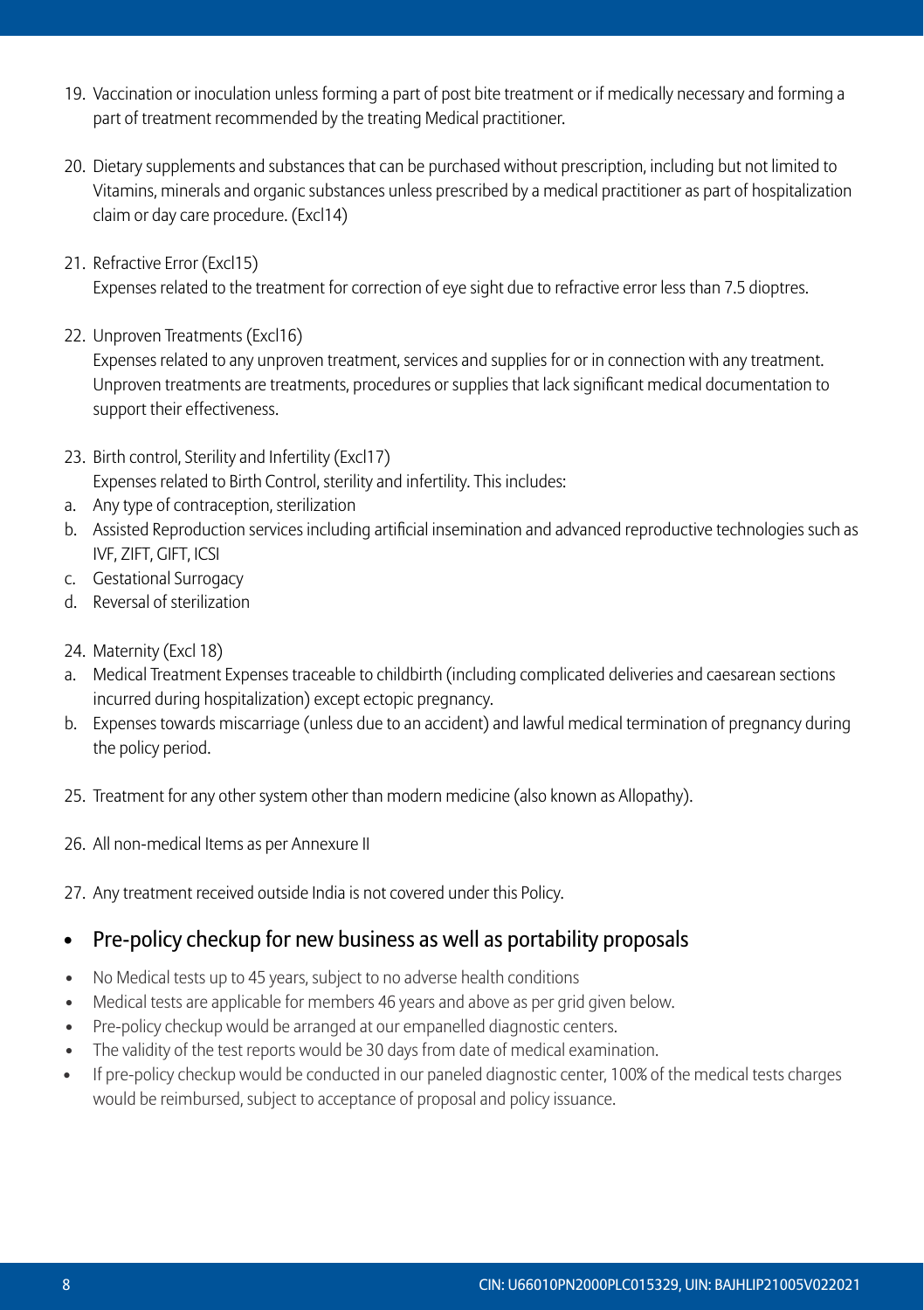19. Vaccination or inoculation unless forming a part of post bite treatment or if medically necessary and forming a part of treatment recommended by the treating Medical practitioner.

20. Dietary supplements and substances that can be purchased without prescription, including but not limited to Vitamins, minerals and organic substances unless prescribed by a medical practitioner as part of hospitalization claim or day care procedure. (Excl14)

21. Refractive Error (Excl15)
    Expenses related to the treatment for correction of eye sight due to refractive error less than 7.5 dioptres.

22. Unproven Treatments (Excl16)
    Expenses related to any unproven treatment, services and supplies for or in connection with any treatment. Unproven treatments are treatments, procedures or supplies that lack significant medical documentation to support their effectiveness.

23. Birth control, Sterility and Infertility (Excl17)
    Expenses related to Birth Control, sterility and infertility. This includes:

a. Any type of contraception, sterilization
b. Assisted Reproduction services including artificial insemination and advanced reproductive technologies such as IVF, ZIFT, GIFT, ICSI
c. Gestational Surrogacy
d. Reversal of sterilization

24. Maternity (Excl 18)

a. Medical Treatment Expenses traceable to childbirth (including complicated deliveries and caesarean sections incurred during hospitalization) except ectopic pregnancy.
b. Expenses towards miscarriage (unless due to an accident) and lawful medical termination of pregnancy during the policy period.

25. Treatment for any other system other than modern medicine (also known as Allopathy).

26. All non-medical Items as per Annexure II

27. Any treatment received outside India is not covered under this Policy.

## • Pre-policy checkup for new business as well as portability proposals

- No Medical tests up to 45 years, subject to no adverse health conditions
- Medical tests are applicable for members 46 years and above as per grid given below.
- Pre-policy checkup would be arranged at our empanelled diagnostic centers.
- The validity of the test reports would be 30 days from date of medical examination.
- If pre-policy checkup would be conducted in our paneled diagnostic center, 100% of the medical tests charges would be reimbursed, subject to acceptance of proposal and policy issuance.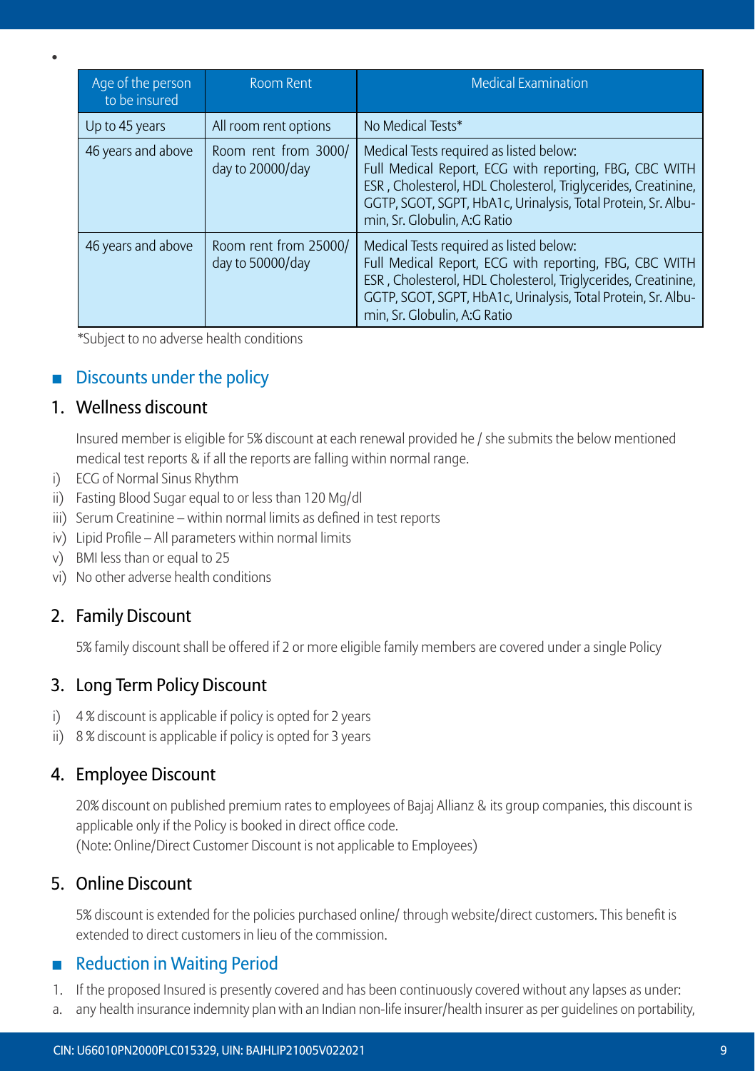| Age of the person to be insured | Room Rent | Medical Examination |
|---|---|---|
| Up to 45 years | All room rent options | No Medical Tests* |
| 46 years and above | Room rent from 3000/ day to 20000/day | Medical Tests required as listed below: Full Medical Report, ECG with reporting, FBG, CBC WITH ESR , Cholesterol, HDL Cholesterol, Triglycerides, Creatinine, GGTP, SGOT, SGPT, HbA1c, Urinalysis, Total Protein, Sr. Albumin, Sr. Globulin, A:G Ratio |
| 46 years and above | Room rent from 25000/ day to 50000/day | Medical Tests required as listed below: Full Medical Report, ECG with reporting, FBG, CBC WITH ESR , Cholesterol, HDL Cholesterol, Triglycerides, Creatinine, GGTP, SGOT, SGPT, HbA1c, Urinalysis, Total Protein, Sr. Albumin, Sr. Globulin, A:G Ratio |

*Subject to no adverse health conditions

## Discounts under the policy

### 1. Wellness discount

Insured member is eligible for 5% discount at each renewal provided he / she submits the below mentioned medical test reports & if all the reports are falling within normal range.

i) ECG of Normal Sinus Rhythm
ii) Fasting Blood Sugar equal to or less than 120 Mg/dl
iii) Serum Creatinine – within normal limits as defined in test reports
iv) Lipid Profile – All parameters within normal limits
v) BMI less than or equal to 25
vi) No other adverse health conditions

### 2. Family Discount

5% family discount shall be offered if 2 or more eligible family members are covered under a single Policy

### 3. Long Term Policy Discount

i) 4 % discount is applicable if policy is opted for 2 years
ii) 8 % discount is applicable if policy is opted for 3 years

### 4. Employee Discount

20% discount on published premium rates to employees of Bajaj Allianz & its group companies, this discount is applicable only if the Policy is booked in direct office code.
(Note: Online/Direct Customer Discount is not applicable to Employees)

### 5. Online Discount

5% discount is extended for the policies purchased online/ through website/direct customers. This benefit is extended to direct customers in lieu of the commission.

## Reduction in Waiting Period

1. If the proposed Insured is presently covered and has been continuously covered without any lapses as under:

a. any health insurance indemnity plan with an Indian non-life insurer/health insurer as per guidelines on portability,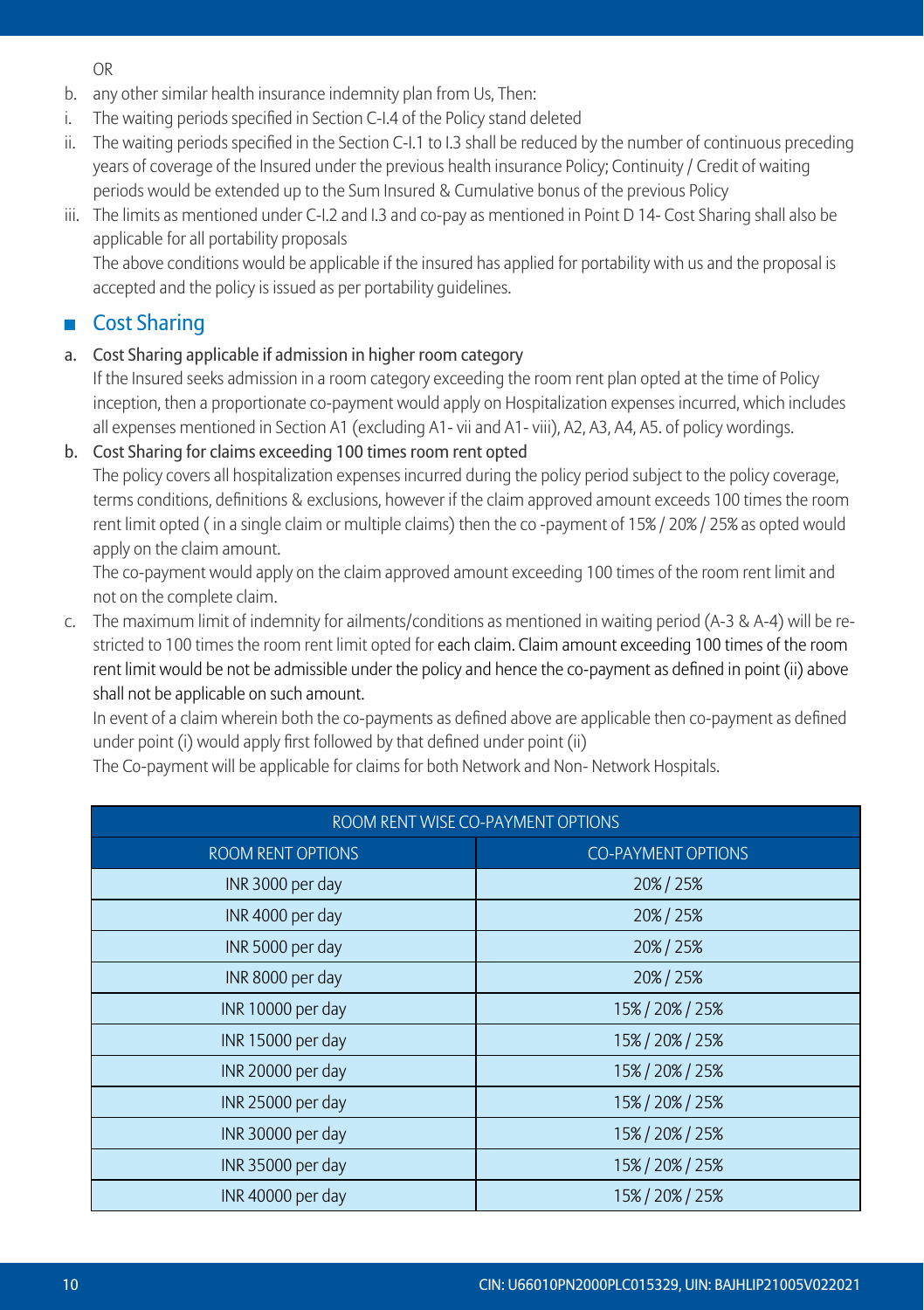OR

b. any other similar health insurance indemnity plan from Us, Then:

i. The waiting periods specified in Section C-I.4 of the Policy stand deleted

ii. The waiting periods specified in the Section C-I.1 to I.3 shall be reduced by the number of continuous preceding years of coverage of the Insured under the previous health insurance Policy; Continuity / Credit of waiting periods would be extended up to the Sum Insured & Cumulative bonus of the previous Policy

iii. The limits as mentioned under C-I.2 and I.3 and co-pay as mentioned in Point D 14- Cost Sharing shall also be applicable for all portability proposals

The above conditions would be applicable if the insured has applied for portability with us and the proposal is accepted and the policy is issued as per portability guidelines.

## Cost Sharing

a. Cost Sharing applicable if admission in higher room category

If the Insured seeks admission in a room category exceeding the room rent plan opted at the time of Policy inception, then a proportionate co-payment would apply on Hospitalization expenses incurred, which includes all expenses mentioned in Section A1 (excluding A1- vii and A1- viii), A2, A3, A4, A5. of policy wordings.

b. Cost Sharing for claims exceeding 100 times room rent opted

The policy covers all hospitalization expenses incurred during the policy period subject to the policy coverage, terms conditions, definitions & exclusions, however if the claim approved amount exceeds 100 times the room rent limit opted ( in a single claim or multiple claims) then the co -payment of 15% / 20% / 25% as opted would apply on the claim amount.

The co-payment would apply on the claim approved amount exceeding 100 times of the room rent limit and not on the complete claim.

c. The maximum limit of indemnity for ailments/conditions as mentioned in waiting period (A-3 & A-4) will be restricted to 100 times the room rent limit opted for each claim. Claim amount exceeding 100 times of the room rent limit would be not be admissible under the policy and hence the co-payment as defined in point (ii) above shall not be applicable on such amount.

In event of a claim wherein both the co-payments as defined above are applicable then co-payment as defined under point (i) would apply first followed by that defined under point (ii)

The Co-payment will be applicable for claims for both Network and Non- Network Hospitals.

| ROOM RENT WISE CO-PAYMENT OPTIONS | |
|---|---|
| ROOM RENT OPTIONS | CO-PAYMENT OPTIONS |
| INR 3000 per day | 20% / 25% |
| INR 4000 per day | 20% / 25% |
| INR 5000 per day | 20% / 25% |
| INR 8000 per day | 20% / 25% |
| INR 10000 per day | 15% / 20% / 25% |
| INR 15000 per day | 15% / 20% / 25% |
| INR 20000 per day | 15% / 20% / 25% |
| INR 25000 per day | 15% / 20% / 25% |
| INR 30000 per day | 15% / 20% / 25% |
| INR 35000 per day | 15% / 20% / 25% |
| INR 40000 per day | 15% / 20% / 25% |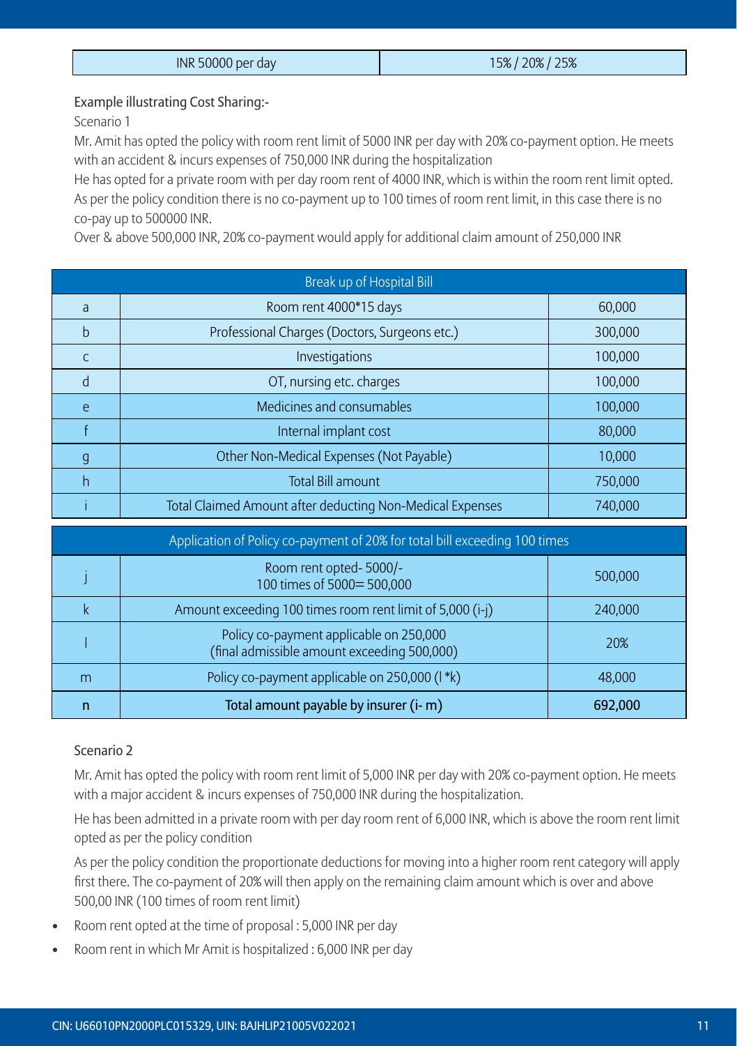| INR 50000 per day | 15% / 20% / 25% |
|---|---|

Example illustrating Cost Sharing:-

Scenario 1

Mr. Amit has opted the policy with room rent limit of 5000 INR per day with 20% co-payment option. He meets with an accident & incurs expenses of 750,000 INR during the hospitalization

He has opted for a private room with per day room rent of 4000 INR, which is within the room rent limit opted. As per the policy condition there is no co-payment up to 100 times of room rent limit, in this case there is no co-pay up to 500000 INR.

Over & above 500,000 INR, 20% co-payment would apply for additional claim amount of 250,000 INR

| Break up of Hospital Bill | | |
|---|---|---|
| a | Room rent 4000*15 days | 60,000 |
| b | Professional Charges (Doctors, Surgeons etc.) | 300,000 |
| c | Investigations | 100,000 |
| d | OT, nursing etc. charges | 100,000 |
| e | Medicines and consumables | 100,000 |
| f | Internal implant cost | 80,000 |
| g | Other Non-Medical Expenses (Not Payable) | 10,000 |
| h | Total Bill amount | 750,000 |
| i | Total Claimed Amount after deducting Non-Medical Expenses | 740,000 |
| **Application of Policy co-payment of 20% for total bill exceeding 100 times** | | |
| j | Room rent opted- 5000/-<br>100 times of 5000= 500,000 | 500,000 |
| k | Amount exceeding 100 times room rent limit of 5,000 (i-j) | 240,000 |
| l | Policy co-payment applicable on 250,000<br>(final admissible amount exceeding 500,000) | 20% |
| m | Policy co-payment applicable on 250,000 (l *k) | 48,000 |
| **n** | **Total amount payable by insurer (i- m)** | **692,000** |

Scenario 2

Mr. Amit has opted the policy with room rent limit of 5,000 INR per day with 20% co-payment option. He meets with a major accident & incurs expenses of 750,000 INR during the hospitalization.

He has been admitted in a private room with per day room rent of 6,000 INR, which is above the room rent limit opted as per the policy condition

As per the policy condition the proportionate deductions for moving into a higher room rent category will apply first there. The co-payment of 20% will then apply on the remaining claim amount which is over and above 500,00 INR (100 times of room rent limit)

- Room rent opted at the time of proposal : 5,000 INR per day
- Room rent in which Mr Amit is hospitalized : 6,000 INR per day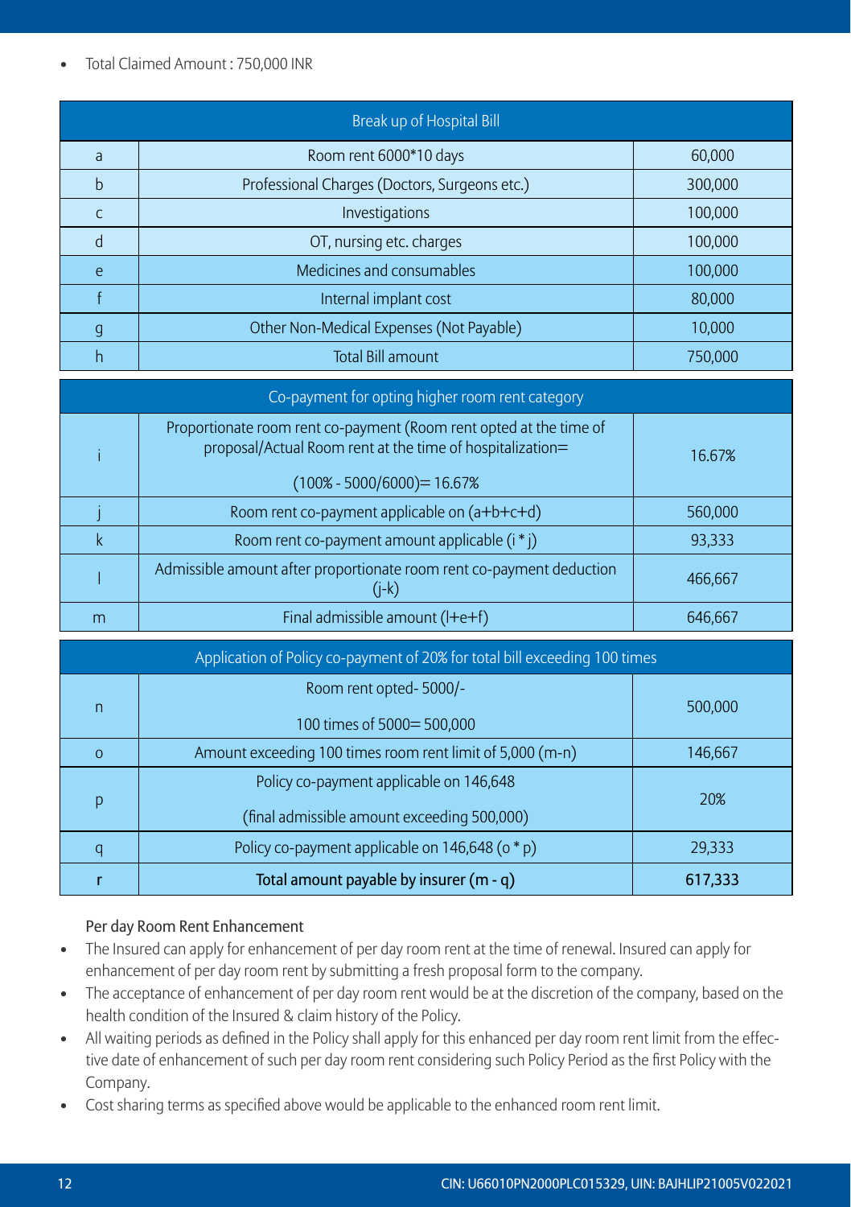- Total Claimed Amount : 750,000 INR

| Break up of Hospital Bill | | |
|---|---|---|
| a | Room rent 6000*10 days | 60,000 |
| b | Professional Charges (Doctors, Surgeons etc.) | 300,000 |
| c | Investigations | 100,000 |
| d | OT, nursing etc. charges | 100,000 |
| e | Medicines and consumables | 100,000 |
| f | Internal implant cost | 80,000 |
| g | Other Non-Medical Expenses (Not Payable) | 10,000 |
| h | Total Bill amount | 750,000 |
| **Co-payment for opting higher room rent category** | | |
| i | Proportionate room rent co-payment (Room rent opted at the time of proposal/Actual Room rent at the time of hospitalization= (100% - 5000/6000)= 16.67% | 16.67% |
| j | Room rent co-payment applicable on (a+b+c+d) | 560,000 |
| k | Room rent co-payment amount applicable (i * j) | 93,333 |
| l | Admissible amount after proportionate room rent co-payment deduction (j-k) | 466,667 |
| m | Final admissible amount (l+e+f) | 646,667 |
| **Application of Policy co-payment of 20% for total bill exceeding 100 times** | | |
| n | Room rent opted- 5000/- 100 times of 5000= 500,000 | 500,000 |
| o | Amount exceeding 100 times room rent limit of 5,000 (m-n) | 146,667 |
| p | Policy co-payment applicable on 146,648 (final admissible amount exceeding 500,000) | 20% |
| q | Policy co-payment applicable on 146,648 (o * p) | 29,333 |
| **r** | **Total amount payable by insurer (m - q)** | **617,333** |

**Per day Room Rent Enhancement**

- The Insured can apply for enhancement of per day room rent at the time of renewal. Insured can apply for enhancement of per day room rent by submitting a fresh proposal form to the company.
- The acceptance of enhancement of per day room rent would be at the discretion of the company, based on the health condition of the Insured & claim history of the Policy.
- All waiting periods as defined in the Policy shall apply for this enhanced per day room rent limit from the effective date of enhancement of such per day room rent considering such Policy Period as the first Policy with the Company.
- Cost sharing terms as specified above would be applicable to the enhanced room rent limit.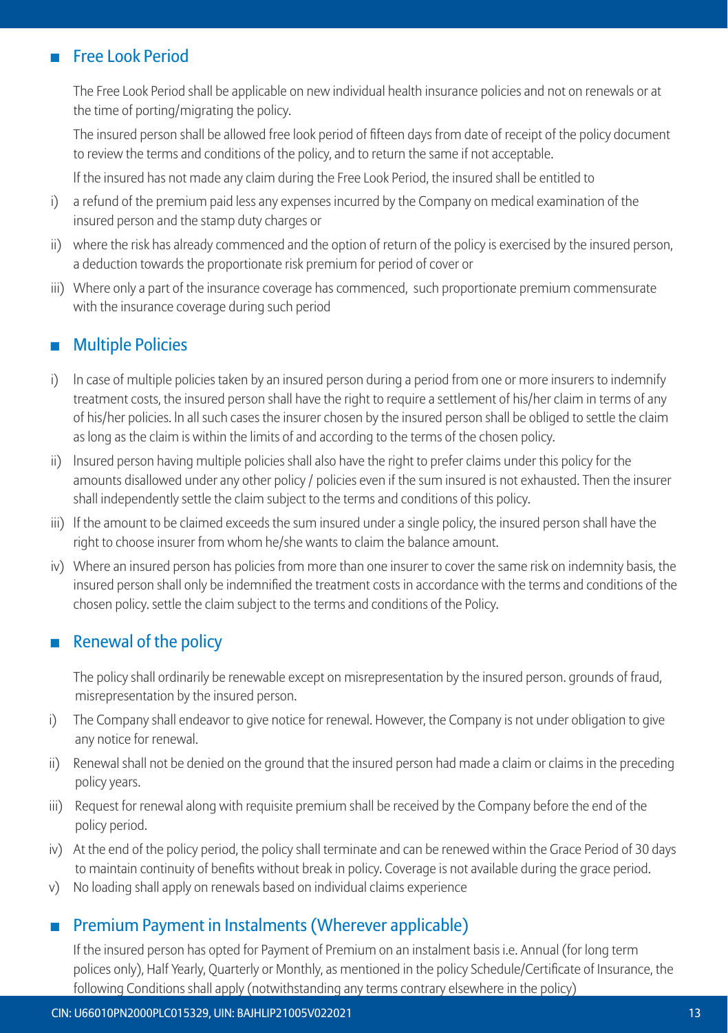## Free Look Period

The Free Look Period shall be applicable on new individual health insurance policies and not on renewals or at the time of porting/migrating the policy.

The insured person shall be allowed free look period of fifteen days from date of receipt of the policy document to review the terms and conditions of the policy, and to return the same if not acceptable.

If the insured has not made any claim during the Free Look Period, the insured shall be entitled to

i) a refund of the premium paid less any expenses incurred by the Company on medical examination of the insured person and the stamp duty charges or

ii) where the risk has already commenced and the option of return of the policy is exercised by the insured person, a deduction towards the proportionate risk premium for period of cover or

iii) Where only a part of the insurance coverage has commenced, such proportionate premium commensurate with the insurance coverage during such period

## Multiple Policies

i) In case of multiple policies taken by an insured person during a period from one or more insurers to indemnify treatment costs, the insured person shall have the right to require a settlement of his/her claim in terms of any of his/her policies. In all such cases the insurer chosen by the insured person shall be obliged to settle the claim as long as the claim is within the limits of and according to the terms of the chosen policy.

ii) Insured person having multiple policies shall also have the right to prefer claims under this policy for the amounts disallowed under any other policy / policies even if the sum insured is not exhausted. Then the insurer shall independently settle the claim subject to the terms and conditions of this policy.

iii) If the amount to be claimed exceeds the sum insured under a single policy, the insured person shall have the right to choose insurer from whom he/she wants to claim the balance amount.

iv) Where an insured person has policies from more than one insurer to cover the same risk on indemnity basis, the insured person shall only be indemnified the treatment costs in accordance with the terms and conditions of the chosen policy. settle the claim subject to the terms and conditions of the Policy.

## Renewal of the policy

The policy shall ordinarily be renewable except on misrepresentation by the insured person. grounds of fraud, misrepresentation by the insured person.

i) The Company shall endeavor to give notice for renewal. However, the Company is not under obligation to give any notice for renewal.

ii) Renewal shall not be denied on the ground that the insured person had made a claim or claims in the preceding policy years.

iii) Request for renewal along with requisite premium shall be received by the Company before the end of the policy period.

iv) At the end of the policy period, the policy shall terminate and can be renewed within the Grace Period of 30 days to maintain continuity of benefits without break in policy. Coverage is not available during the grace period.

v) No loading shall apply on renewals based on individual claims experience

## Premium Payment in Instalments (Wherever applicable)

If the insured person has opted for Payment of Premium on an instalment basis i.e. Annual (for long term polices only), Half Yearly, Quarterly or Monthly, as mentioned in the policy Schedule/Certificate of Insurance, the following Conditions shall apply (notwithstanding any terms contrary elsewhere in the policy)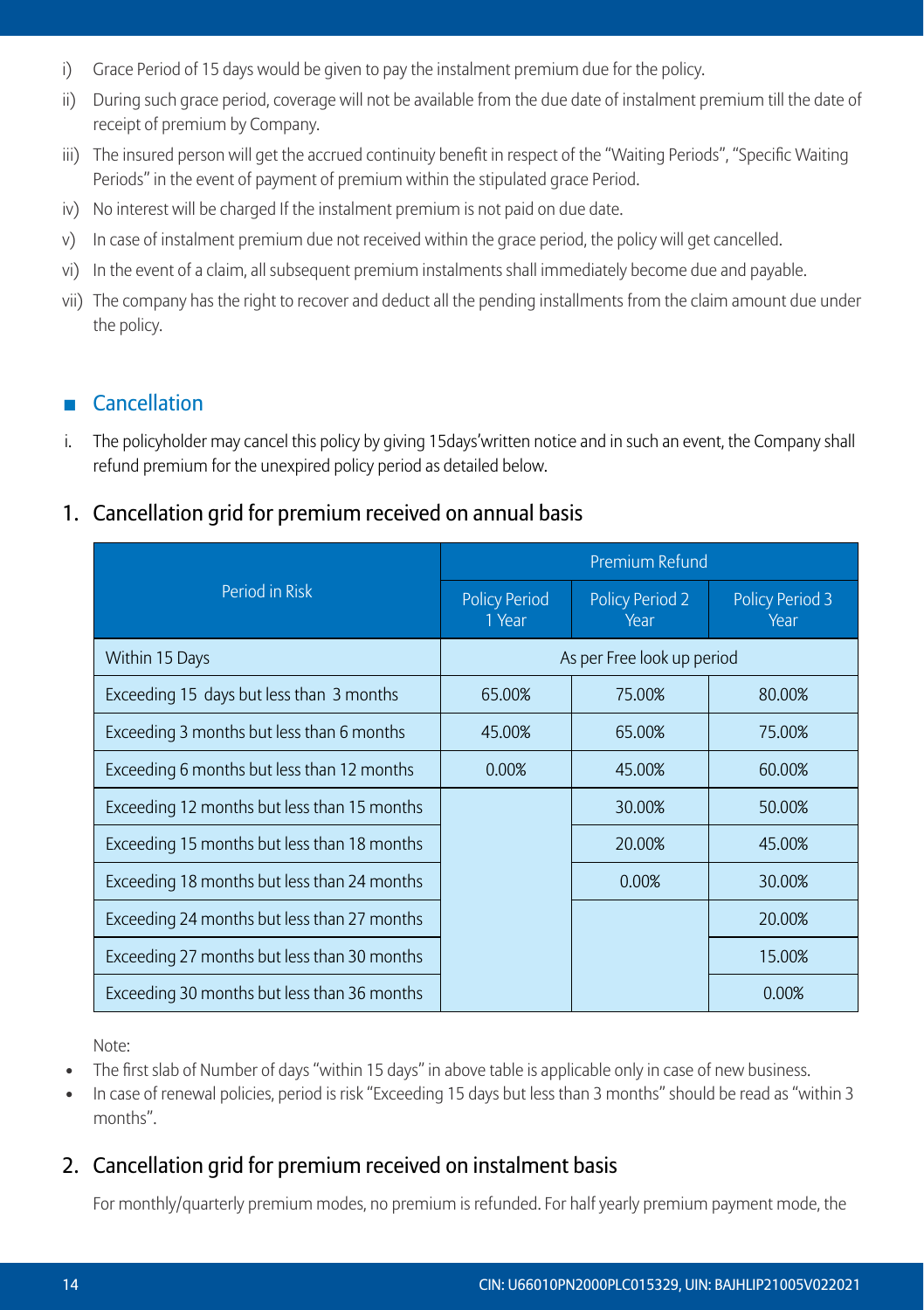i) Grace Period of 15 days would be given to pay the instalment premium due for the policy.
ii) During such grace period, coverage will not be available from the due date of instalment premium till the date of receipt of premium by Company.
iii) The insured person will get the accrued continuity benefit in respect of the "Waiting Periods", "Specific Waiting Periods" in the event of payment of premium within the stipulated grace Period.
iv) No interest will be charged If the instalment premium is not paid on due date.
v) In case of instalment premium due not received within the grace period, the policy will get cancelled.
vi) In the event of a claim, all subsequent premium instalments shall immediately become due and payable.
vii) The company has the right to recover and deduct all the pending installments from the claim amount due under the policy.

## Cancellation

i. The policyholder may cancel this policy by giving 15days'written notice and in such an event, the Company shall refund premium for the unexpired policy period as detailed below.

### 1. Cancellation grid for premium received on annual basis

| Period in Risk | Premium Refund | | |
|---|---|---|---|
| | Policy Period 1 Year | Policy Period 2 Year | Policy Period 3 Year |
| Within 15 Days | As per Free look up period | | |
| Exceeding 15 days but less than 3 months | 65.00% | 75.00% | 80.00% |
| Exceeding 3 months but less than 6 months | 45.00% | 65.00% | 75.00% |
| Exceeding 6 months but less than 12 months | 0.00% | 45.00% | 60.00% |
| Exceeding 12 months but less than 15 months | | 30.00% | 50.00% |
| Exceeding 15 months but less than 18 months | | 20.00% | 45.00% |
| Exceeding 18 months but less than 24 months | | 0.00% | 30.00% |
| Exceeding 24 months but less than 27 months | | | 20.00% |
| Exceeding 27 months but less than 30 months | | | 15.00% |
| Exceeding 30 months but less than 36 months | | | 0.00% |

Note:

- The first slab of Number of days "within 15 days" in above table is applicable only in case of new business.
- In case of renewal policies, period is risk "Exceeding 15 days but less than 3 months" should be read as "within 3 months".

### 2. Cancellation grid for premium received on instalment basis

For monthly/quarterly premium modes, no premium is refunded. For half yearly premium payment mode, the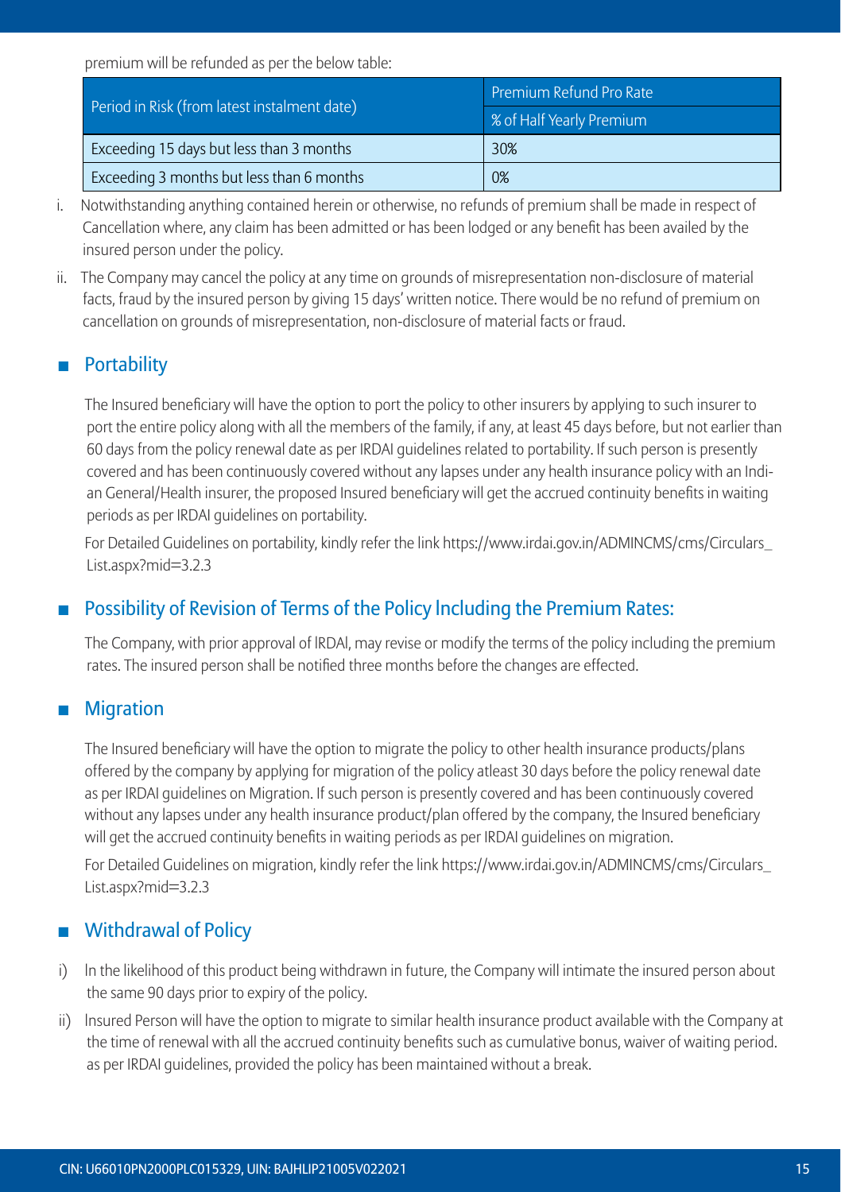premium will be refunded as per the below table:

| Period in Risk (from latest instalment date) | Premium Refund Pro Rate |
|---|---|
| | % of Half Yearly Premium |
| Exceeding 15 days but less than 3 months | 30% |
| Exceeding 3 months but less than 6 months | 0% |

i. Notwithstanding anything contained herein or otherwise, no refunds of premium shall be made in respect of Cancellation where, any claim has been admitted or has been lodged or any benefit has been availed by the insured person under the policy.

ii. The Company may cancel the policy at any time on grounds of misrepresentation non-disclosure of material facts, fraud by the insured person by giving 15 days' written notice. There would be no refund of premium on cancellation on grounds of misrepresentation, non-disclosure of material facts or fraud.

## Portability

The Insured beneficiary will have the option to port the policy to other insurers by applying to such insurer to port the entire policy along with all the members of the family, if any, at least 45 days before, but not earlier than 60 days from the policy renewal date as per IRDAI guidelines related to portability. If such person is presently covered and has been continuously covered without any lapses under any health insurance policy with an Indian General/Health insurer, the proposed Insured beneficiary will get the accrued continuity benefits in waiting periods as per IRDAI guidelines on portability.

For Detailed Guidelines on portability, kindly refer the link https://www.irdai.gov.in/ADMINCMS/cms/Circulars_List.aspx?mid=3.2.3

## Possibility of Revision of Terms of the Policy Including the Premium Rates:

The Company, with prior approval of IRDAI, may revise or modify the terms of the policy including the premium rates. The insured person shall be notified three months before the changes are effected.

## Migration

The Insured beneficiary will have the option to migrate the policy to other health insurance products/plans offered by the company by applying for migration of the policy atleast 30 days before the policy renewal date as per IRDAI guidelines on Migration. If such person is presently covered and has been continuously covered without any lapses under any health insurance product/plan offered by the company, the Insured beneficiary will get the accrued continuity benefits in waiting periods as per IRDAI guidelines on migration.

For Detailed Guidelines on migration, kindly refer the link https://www.irdai.gov.in/ADMINCMS/cms/Circulars_List.aspx?mid=3.2.3

## Withdrawal of Policy

i) In the likelihood of this product being withdrawn in future, the Company will intimate the insured person about the same 90 days prior to expiry of the policy.

ii) Insured Person will have the option to migrate to similar health insurance product available with the Company at the time of renewal with all the accrued continuity benefits such as cumulative bonus, waiver of waiting period. as per IRDAI guidelines, provided the policy has been maintained without a break.

CIN: U66010PN2000PLC015329, UIN: BAJHLIP21005V022021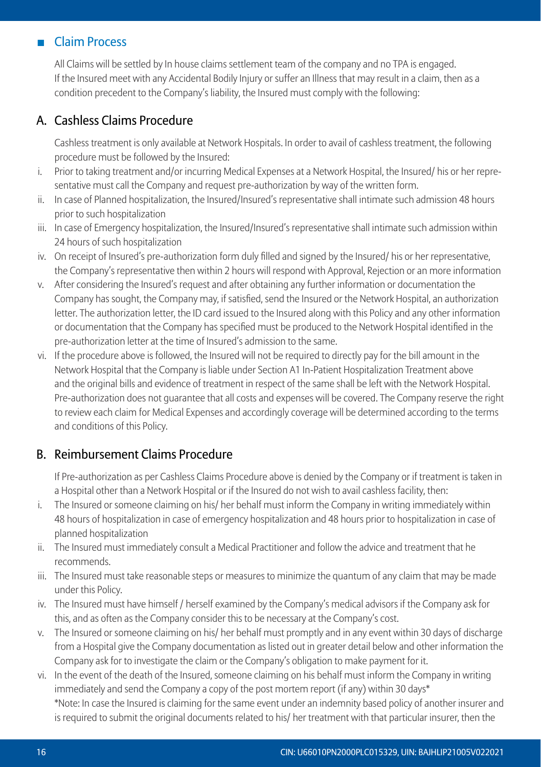## Claim Process

All Claims will be settled by In house claims settlement team of the company and no TPA is engaged.
If the Insured meet with any Accidental Bodily Injury or suffer an Illness that may result in a claim, then as a condition precedent to the Company's liability, the Insured must comply with the following:

### A. Cashless Claims Procedure

Cashless treatment is only available at Network Hospitals. In order to avail of cashless treatment, the following procedure must be followed by the Insured:

i. Prior to taking treatment and/or incurring Medical Expenses at a Network Hospital, the Insured/ his or her representative must call the Company and request pre-authorization by way of the written form.

ii. In case of Planned hospitalization, the Insured/Insured's representative shall intimate such admission 48 hours prior to such hospitalization

iii. In case of Emergency hospitalization, the Insured/Insured's representative shall intimate such admission within 24 hours of such hospitalization

iv. On receipt of Insured's pre-authorization form duly filled and signed by the Insured/ his or her representative, the Company's representative then within 2 hours will respond with Approval, Rejection or an more information

v. After considering the Insured's request and after obtaining any further information or documentation the Company has sought, the Company may, if satisfied, send the Insured or the Network Hospital, an authorization letter. The authorization letter, the ID card issued to the Insured along with this Policy and any other information or documentation that the Company has specified must be produced to the Network Hospital identified in the pre-authorization letter at the time of Insured's admission to the same.

vi. If the procedure above is followed, the Insured will not be required to directly pay for the bill amount in the Network Hospital that the Company is liable under Section A1 In-Patient Hospitalization Treatment above and the original bills and evidence of treatment in respect of the same shall be left with the Network Hospital. Pre-authorization does not guarantee that all costs and expenses will be covered. The Company reserve the right to review each claim for Medical Expenses and accordingly coverage will be determined according to the terms and conditions of this Policy.

### B. Reimbursement Claims Procedure

If Pre-authorization as per Cashless Claims Procedure above is denied by the Company or if treatment is taken in a Hospital other than a Network Hospital or if the Insured do not wish to avail cashless facility, then:

i. The Insured or someone claiming on his/ her behalf must inform the Company in writing immediately within 48 hours of hospitalization in case of emergency hospitalization and 48 hours prior to hospitalization in case of planned hospitalization

ii. The Insured must immediately consult a Medical Practitioner and follow the advice and treatment that he recommends.

iii. The Insured must take reasonable steps or measures to minimize the quantum of any claim that may be made under this Policy.

iv. The Insured must have himself / herself examined by the Company's medical advisors if the Company ask for this, and as often as the Company consider this to be necessary at the Company's cost.

v. The Insured or someone claiming on his/ her behalf must promptly and in any event within 30 days of discharge from a Hospital give the Company documentation as listed out in greater detail below and other information the Company ask for to investigate the claim or the Company's obligation to make payment for it.

vi. In the event of the death of the Insured, someone claiming on his behalf must inform the Company in writing immediately and send the Company a copy of the post mortem report (if any) within 30 days*
*Note: In case the Insured is claiming for the same event under an indemnity based policy of another insurer and is required to submit the original documents related to his/ her treatment with that particular insurer, then the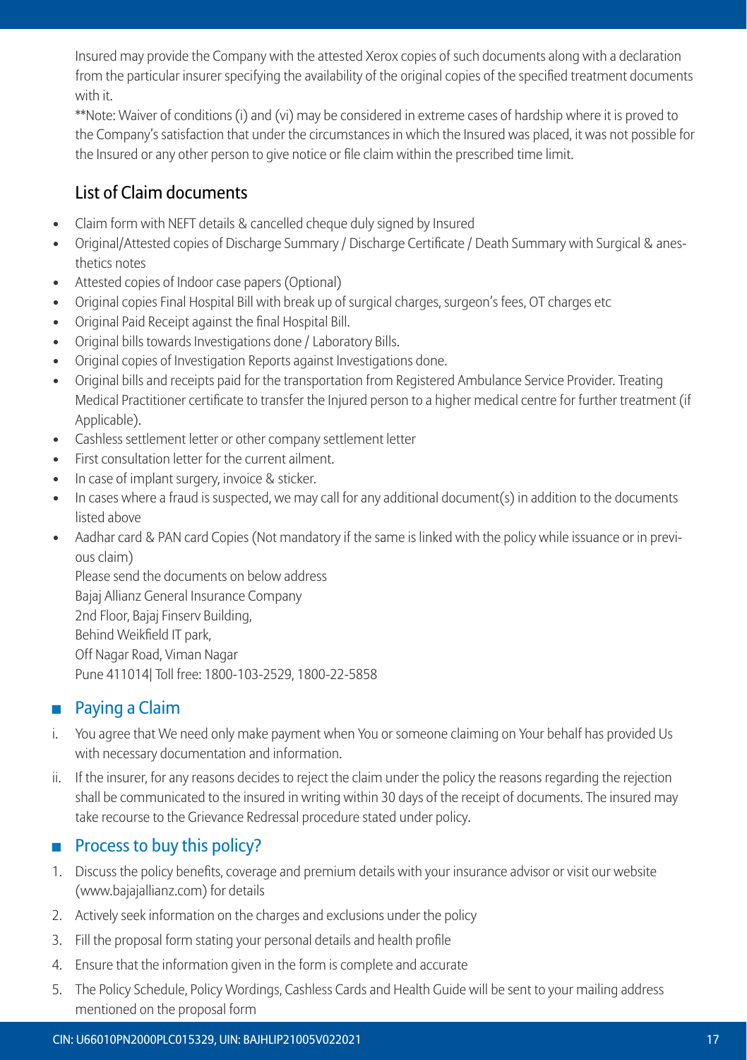Insured may provide the Company with the attested Xerox copies of such documents along with a declaration from the particular insurer specifying the availability of the original copies of the specified treatment documents with it.

**Note: Waiver of conditions (i) and (vi) may be considered in extreme cases of hardship where it is proved to the Company's satisfaction that under the circumstances in which the Insured was placed, it was not possible for the Insured or any other person to give notice or file claim within the prescribed time limit.

### List of Claim documents

- Claim form with NEFT details & cancelled cheque duly signed by Insured
- Original/Attested copies of Discharge Summary / Discharge Certificate / Death Summary with Surgical & anesthetics notes
- Attested copies of Indoor case papers (Optional)
- Original copies Final Hospital Bill with break up of surgical charges, surgeon's fees, OT charges etc
- Original Paid Receipt against the final Hospital Bill.
- Original bills towards Investigations done / Laboratory Bills.
- Original copies of Investigation Reports against Investigations done.
- Original bills and receipts paid for the transportation from Registered Ambulance Service Provider. Treating Medical Practitioner certificate to transfer the Injured person to a higher medical centre for further treatment (if Applicable).
- Cashless settlement letter or other company settlement letter
- First consultation letter for the current ailment.
- In case of implant surgery, invoice & sticker.
- In cases where a fraud is suspected, we may call for any additional document(s) in addition to the documents listed above
- Aadhar card & PAN card Copies (Not mandatory if the same is linked with the policy while issuance or in previous claim)

  Please send the documents on below address
  Bajaj Allianz General Insurance Company
  2nd Floor, Bajaj Finserv Building,
  Behind Weikfield IT park,
  Off Nagar Road, Viman Nagar
  Pune 411014| Toll free: 1800-103-2529, 1800-22-5858

## Paying a Claim

i. You agree that We need only make payment when You or someone claiming on Your behalf has provided Us with necessary documentation and information.

ii. If the insurer, for any reasons decides to reject the claim under the policy the reasons regarding the rejection shall be communicated to the insured in writing within 30 days of the receipt of documents. The insured may take recourse to the Grievance Redressal procedure stated under policy.

## Process to buy this policy?

1. Discuss the policy benefits, coverage and premium details with your insurance advisor or visit our website (www.bajajallianz.com) for details
2. Actively seek information on the charges and exclusions under the policy
3. Fill the proposal form stating your personal details and health profile
4. Ensure that the information given in the form is complete and accurate
5. The Policy Schedule, Policy Wordings, Cashless Cards and Health Guide will be sent to your mailing address mentioned on the proposal form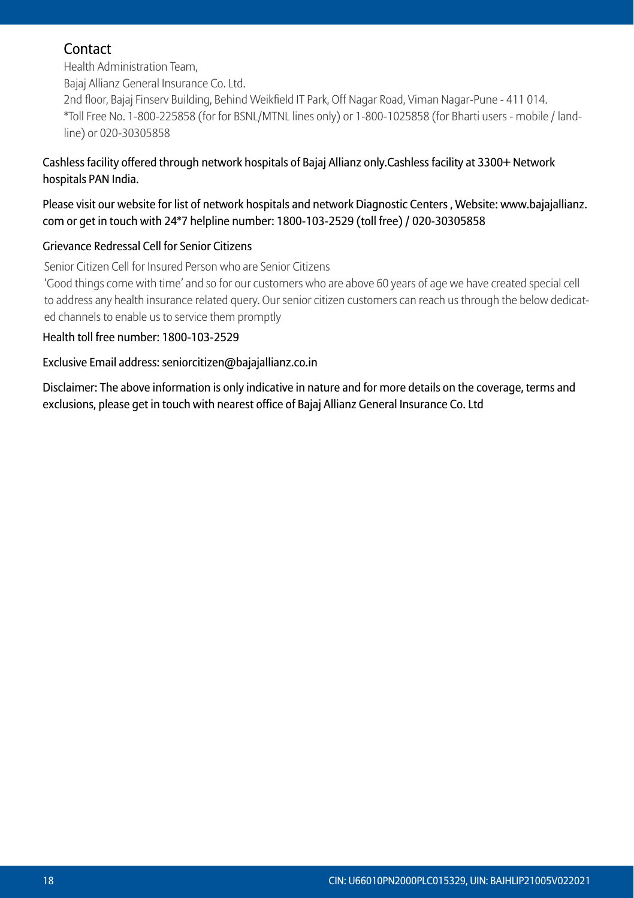## Contact

Health Administration Team,
Bajaj Allianz General Insurance Co. Ltd.
2nd floor, Bajaj Finserv Building, Behind Weikfield IT Park, Off Nagar Road, Viman Nagar-Pune - 411 014.
*Toll Free No. 1-800-225858 (for for BSNL/MTNL lines only) or 1-800-1025858 (for Bharti users - mobile / landline) or 020-30305858

Cashless facility offered through network hospitals of Bajaj Allianz only.Cashless facility at 3300+ Network hospitals PAN India.

Please visit our website for list of network hospitals and network Diagnostic Centers , Website: www.bajajallianz.com or get in touch with 24*7 helpline number: 1800-103-2529 (toll free) / 020-30305858

Grievance Redressal Cell for Senior Citizens

Senior Citizen Cell for Insured Person who are Senior Citizens
'Good things come with time' and so for our customers who are above 60 years of age we have created special cell to address any health insurance related query. Our senior citizen customers can reach us through the below dedicated channels to enable us to service them promptly

Health toll free number: 1800-103-2529

Exclusive Email address: seniorcitizen@bajajallianz.co.in

Disclaimer: The above information is only indicative in nature and for more details on the coverage, terms and exclusions, please get in touch with nearest office of Bajaj Allianz General Insurance Co. Ltd

CIN: U66010PN2000PLC015329, UIN: BAJHLIP21005V022021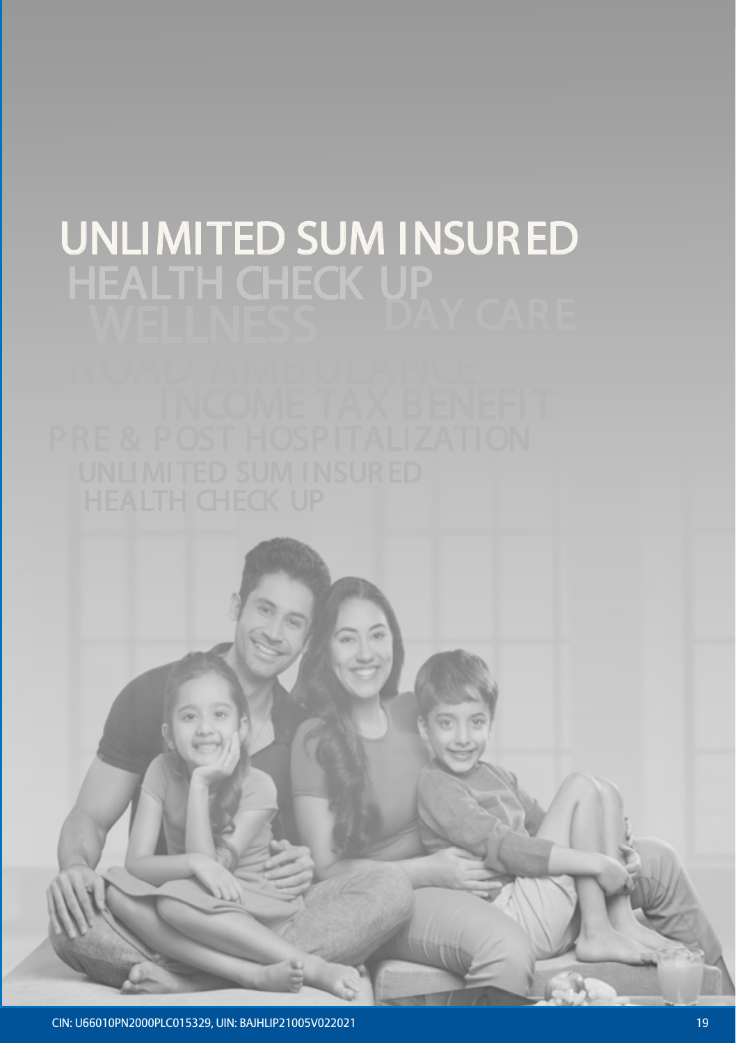# UNLIMITED SUM INSURED

HEALTH CHECK UP

WELLNESS

DAY CARE

ROAD AMBULANCE

INCOME TAX BENEFIT

PRE & POST HOSPITALIZATION

UNLIMITED SUM INSURED

HEALTH CHECK UP

CIN: U66010PN2000PLC015329, UIN: BAJHLIP21005V022021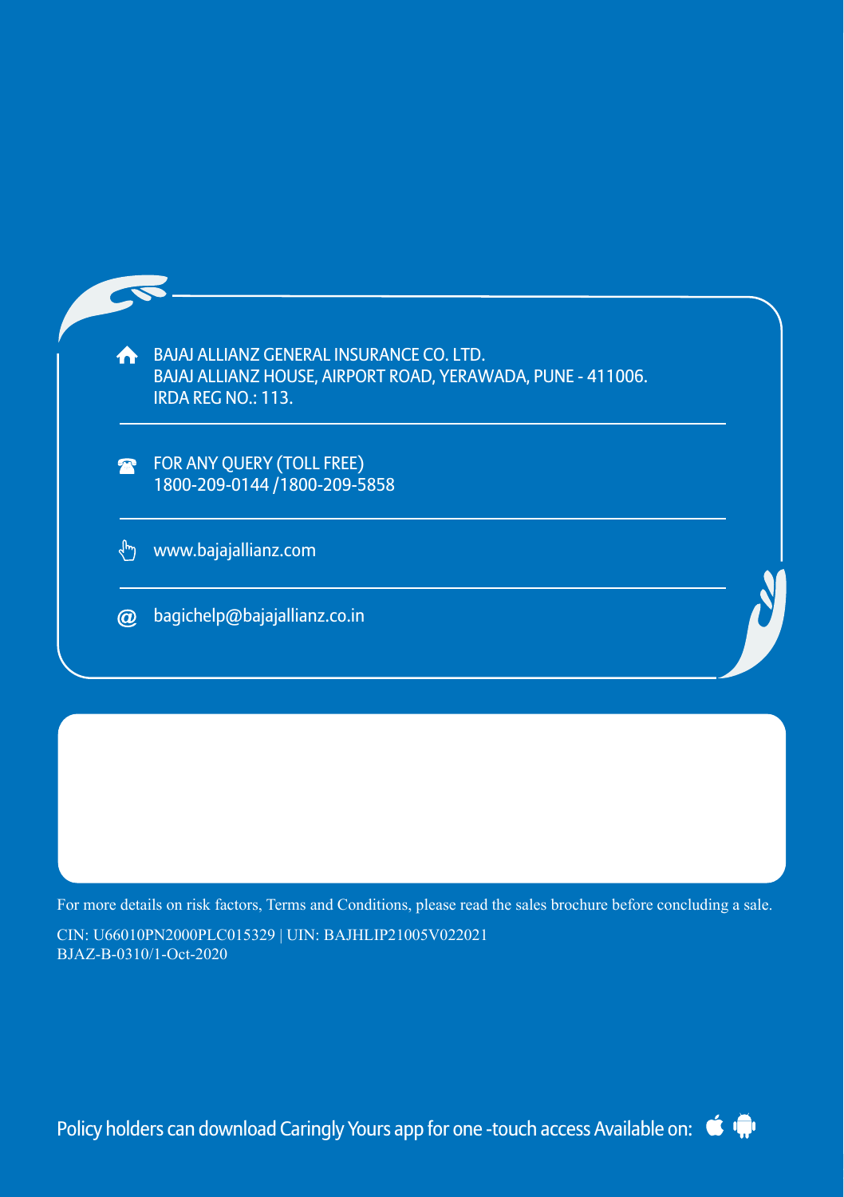BAJAJ ALLIANZ GENERAL INSURANCE CO. LTD.
BAJAJ ALLIANZ HOUSE, AIRPORT ROAD, YERAWADA, PUNE - 411006.
IRDA REG NO.: 113.

FOR ANY QUERY (TOLL FREE)
1800-209-0144 /1800-209-5858

www.bajajallianz.com

bagichelp@bajajallianz.co.in

For more details on risk factors, Terms and Conditions, please read the sales brochure before concluding a sale.

CIN: U66010PN2000PLC015329 | UIN: BAJHLIP21005V022021
BJAZ-B-0310/1-Oct-2020

Policy holders can download Caringly Yours app for one -touch access Available on: